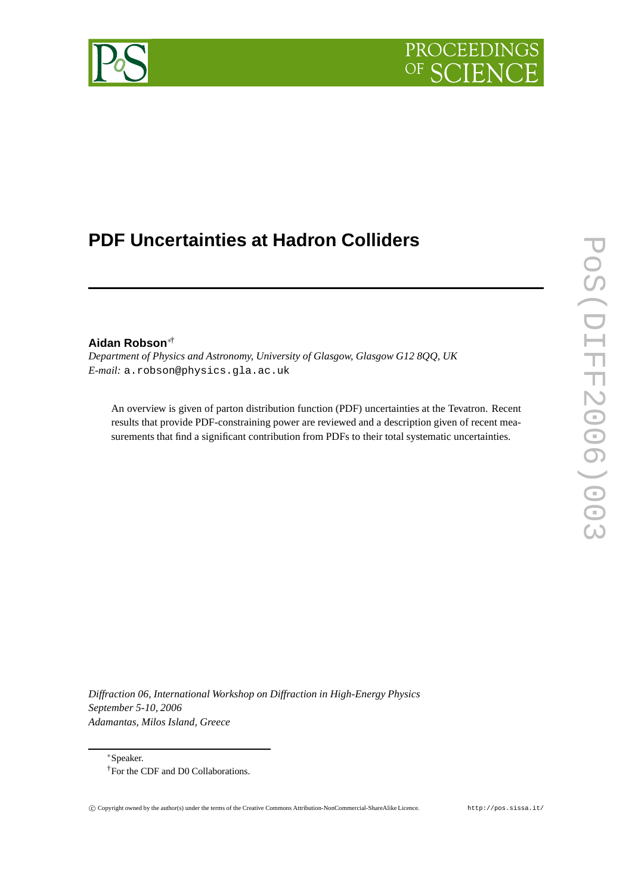# PDF Uncertainties at Hadron Colliders

**Aidan Robson**[*†]

*Department of Physics and Astronomy, University of Glasgow, Glasgow G12 8QQ, UK*
*E-mail:* a.robson@physics.gla.ac.uk

An overview is given of parton distribution function (PDF) uncertainties at the Tevatron. Recent results that provide PDF-constraining power are reviewed and a description given of recent measurements that find a significant contribution from PDFs to their total systematic uncertainties.

*Diffraction 06, International Workshop on Diffraction in High-Energy Physics*
*September 5-10, 2006*
*Adamantas, Milos Island, Greece*

[*] Speaker.
[†] For the CDF and D0 Collaborations.

© Copyright owned by the author(s) under the terms of the Creative Commons Attribution-NonCommercial-ShareAlike Licence. http://pos.sissa.it/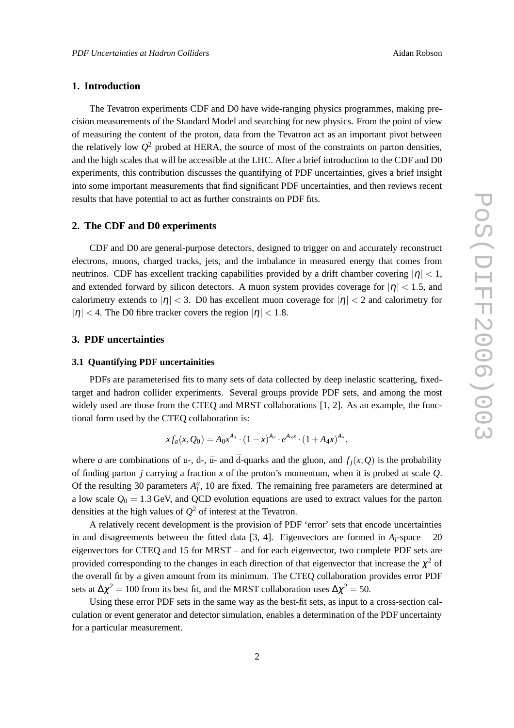## 1. Introduction

The Tevatron experiments CDF and D0 have wide-ranging physics programmes, making precision measurements of the Standard Model and searching for new physics. From the point of view of measuring the content of the proton, data from the Tevatron act as an important pivot between the relatively low $Q^2$ probed at HERA, the source of most of the constraints on parton densities, and the high scales that will be accessible at the LHC. After a brief introduction to the CDF and D0 experiments, this contribution discusses the quantifying of PDF uncertainties, gives a brief insight into some important measurements that find significant PDF uncertainties, and then reviews recent results that have potential to act as further constraints on PDF fits.

## 2. The CDF and D0 experiments

CDF and D0 are general-purpose detectors, designed to trigger on and accurately reconstruct electrons, muons, charged tracks, jets, and the imbalance in measured energy that comes from neutrinos. CDF has excellent tracking capabilities provided by a drift chamber covering $|\eta| < 1$, and extended forward by silicon detectors. A muon system provides coverage for $|\eta| < 1.5$, and calorimetry extends to $|\eta| < 3$. D0 has excellent muon coverage for $|\eta| < 2$ and calorimetry for $|\eta| < 4$. The D0 fibre tracker covers the region $|\eta| < 1.8$.

## 3. PDF uncertainties

### 3.1 Quantifying PDF uncertainities

PDFs are parameterised fits to many sets of data collected by deep inelastic scattering, fixed-target and hadron collider experiments. Several groups provide PDF sets, and among the most widely used are those from the CTEQ and MRST collaborations [1, 2]. As an example, the functional form used by the CTEQ collaboration is:

$$xf_a(x,Q_0) = A_0 x^{A_1} \cdot (1-x)^{A_2} \cdot e^{A_3 x} \cdot (1+A_4 x)^{A_5},$$

where $a$ are combinations of u-, d-, $\bar{\text{u}}$- and $\bar{\text{d}}$-quarks and the gluon, and $f_j(x,Q)$ is the probability of finding parton $j$ carrying a fraction $x$ of the proton's momentum, when it is probed at scale $Q$. Of the resulting 30 parameters $A_i^a$, 10 are fixed. The remaining free parameters are determined at a low scale $Q_0 = 1.3\,\text{GeV}$, and QCD evolution equations are used to extract values for the parton densities at the high values of $Q^2$ of interest at the Tevatron.

A relatively recent development is the provision of PDF 'error' sets that encode uncertainties in and disagreements between the fitted data [3, 4]. Eigenvectors are formed in $A_i$-space – 20 eigenvectors for CTEQ and 15 for MRST – and for each eigenvector, two complete PDF sets are provided corresponding to the changes in each direction of that eigenvector that increase the $\chi^2$ of the overall fit by a given amount from its minimum. The CTEQ collaboration provides error PDF sets at $\Delta\chi^2 = 100$ from its best fit, and the MRST collaboration uses $\Delta\chi^2 = 50$.

Using these error PDF sets in the same way as the best-fit sets, as input to a cross-section calculation or event generator and detector simulation, enables a determination of the PDF uncertainty for a particular measurement.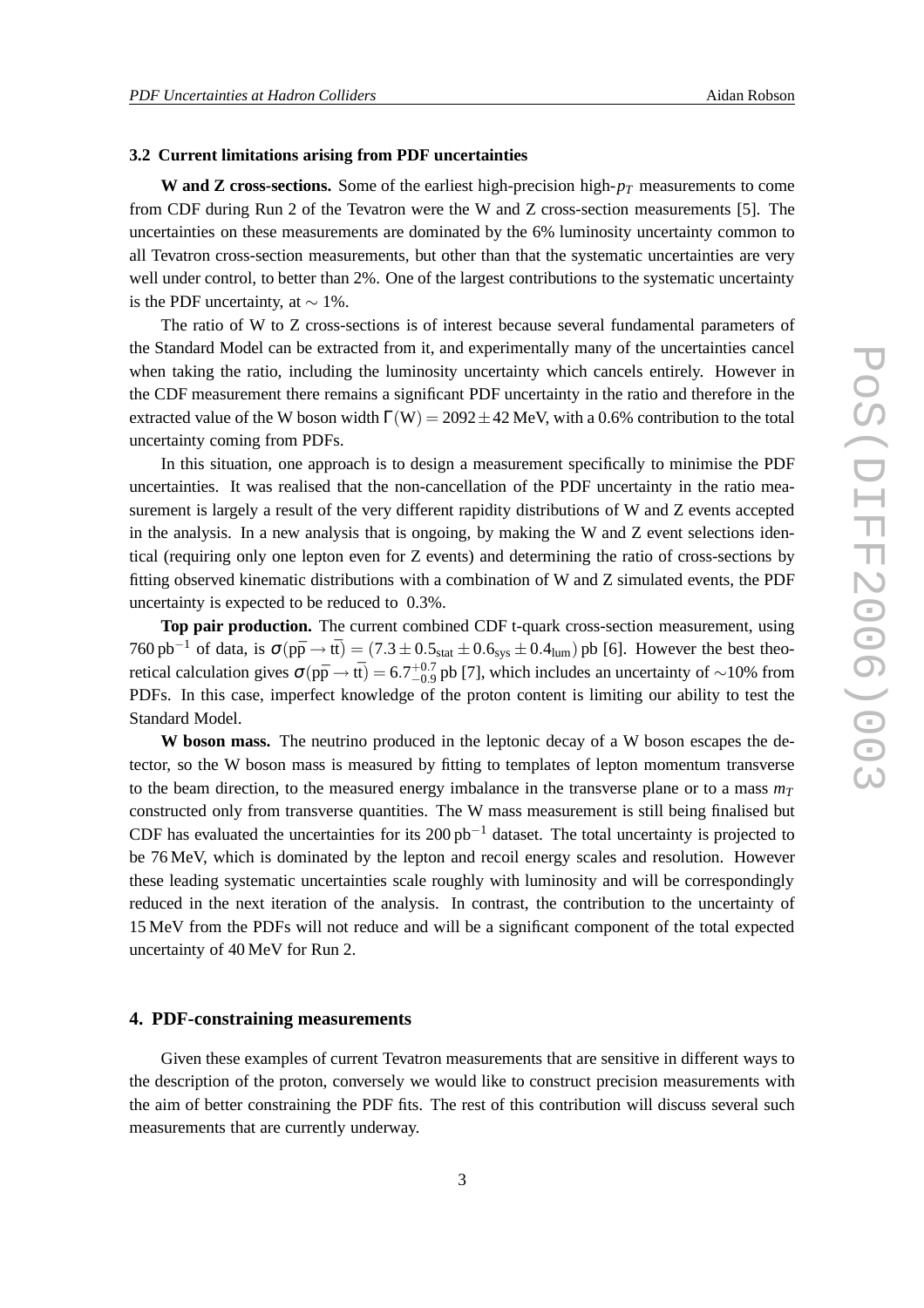### 3.2 Current limitations arising from PDF uncertainties

**W and Z cross-sections.** Some of the earliest high-precision high-$p_T$ measurements to come from CDF during Run 2 of the Tevatron were the W and Z cross-section measurements [5]. The uncertainties on these measurements are dominated by the 6% luminosity uncertainty common to all Tevatron cross-section measurements, but other than that the systematic uncertainties are very well under control, to better than 2%. One of the largest contributions to the systematic uncertainty is the PDF uncertainty, at $\sim$ 1%.

The ratio of W to Z cross-sections is of interest because several fundamental parameters of the Standard Model can be extracted from it, and experimentally many of the uncertainties cancel when taking the ratio, including the luminosity uncertainty which cancels entirely. However in the CDF measurement there remains a significant PDF uncertainty in the ratio and therefore in the extracted value of the W boson width $\Gamma(\mathrm{W}) = 2092 \pm 42$ MeV, with a 0.6% contribution to the total uncertainty coming from PDFs.

In this situation, one approach is to design a measurement specifically to minimise the PDF uncertainties. It was realised that the non-cancellation of the PDF uncertainty in the ratio measurement is largely a result of the very different rapidity distributions of W and Z events accepted in the analysis. In a new analysis that is ongoing, by making the W and Z event selections identical (requiring only one lepton even for Z events) and determining the ratio of cross-sections by fitting observed kinematic distributions with a combination of W and Z simulated events, the PDF uncertainty is expected to be reduced to 0.3%.

**Top pair production.** The current combined CDF t-quark cross-section measurement, using 760 pb$^{-1}$ of data, is $\sigma(\mathrm{p\bar{p}} \to \mathrm{t\bar{t}}) = (7.3 \pm 0.5_{\mathrm{stat}} \pm 0.6_{\mathrm{sys}} \pm 0.4_{\mathrm{lum}})$ pb [6]. However the best theoretical calculation gives $\sigma(\mathrm{p\bar{p}} \to \mathrm{t\bar{t}}) = 6.7^{+0.7}_{-0.9}$ pb [7], which includes an uncertainty of $\sim$10% from PDFs. In this case, imperfect knowledge of the proton content is limiting our ability to test the Standard Model.

**W boson mass.** The neutrino produced in the leptonic decay of a W boson escapes the detector, so the W boson mass is measured by fitting to templates of lepton momentum transverse to the beam direction, to the measured energy imbalance in the transverse plane or to a mass $m_T$ constructed only from transverse quantities. The W mass measurement is still being finalised but CDF has evaluated the uncertainties for its 200 pb$^{-1}$ dataset. The total uncertainty is projected to be 76 MeV, which is dominated by the lepton and recoil energy scales and resolution. However these leading systematic uncertainties scale roughly with luminosity and will be correspondingly reduced in the next iteration of the analysis. In contrast, the contribution to the uncertainty of 15 MeV from the PDFs will not reduce and will be a significant component of the total expected uncertainty of 40 MeV for Run 2.

## 4. PDF-constraining measurements

Given these examples of current Tevatron measurements that are sensitive in different ways to the description of the proton, conversely we would like to construct precision measurements with the aim of better constraining the PDF fits. The rest of this contribution will discuss several such measurements that are currently underway.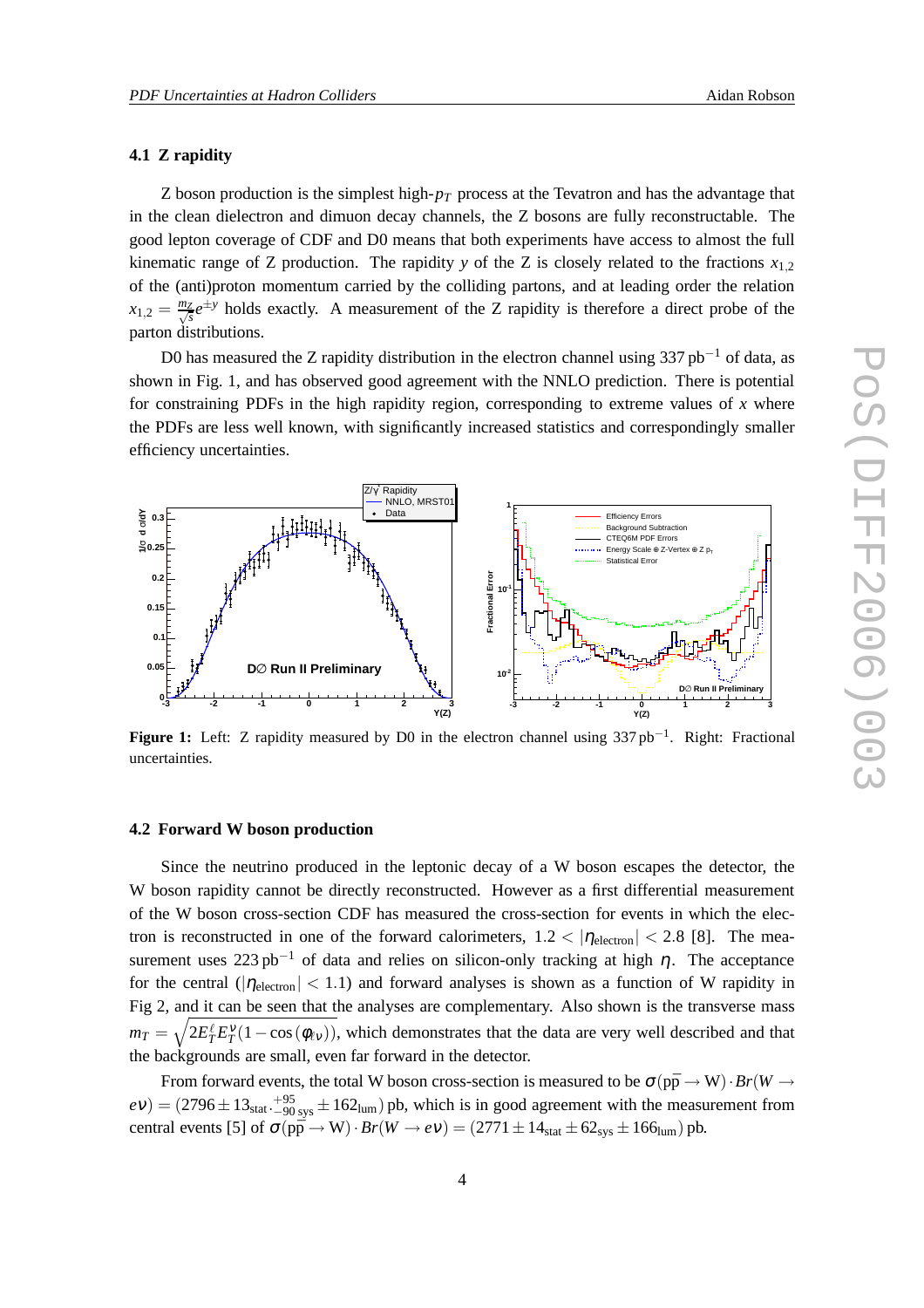### 4.1 Z rapidity

Z boson production is the simplest high-$p_T$ process at the Tevatron and has the advantage that in the clean dielectron and dimuon decay channels, the Z bosons are fully reconstructable. The good lepton coverage of CDF and D0 means that both experiments have access to almost the full kinematic range of Z production. The rapidity $y$ of the Z is closely related to the fractions $x_{1,2}$ of the (anti)proton momentum carried by the colliding partons, and at leading order the relation $x_{1,2} = \frac{m_Z}{\sqrt{s}} e^{\pm y}$ holds exactly. A measurement of the Z rapidity is therefore a direct probe of the parton distributions.

D0 has measured the Z rapidity distribution in the electron channel using 337 pb$^{-1}$ of data, as shown in Fig. 1, and has observed good agreement with the NNLO prediction. There is potential for constraining PDFs in the high rapidity region, corresponding to extreme values of $x$ where the PDFs are less well known, with significantly increased statistics and correspondingly smaller efficiency uncertainties.

**Figure 1:** Left: Z rapidity measured by D0 in the electron channel using 337 pb$^{-1}$. Right: Fractional uncertainties.

### 4.2 Forward W boson production

Since the neutrino produced in the leptonic decay of a W boson escapes the detector, the W boson rapidity cannot be directly reconstructed. However as a first differential measurement of the W boson cross-section CDF has measured the cross-section for events in which the electron is reconstructed in one of the forward calorimeters, $1.2 < |\eta_{\text{electron}}| < 2.8$ [8]. The measurement uses 223 pb$^{-1}$ of data and relies on silicon-only tracking at high $\eta$. The acceptance for the central ($|\eta_{\text{electron}}| < 1.1$) and forward analyses is shown as a function of W rapidity in Fig 2, and it can be seen that the analyses are complementary. Also shown is the transverse mass $m_T = \sqrt{2E_T^{\ell} E_T^{\nu}(1-\cos(\phi_{\ell\nu}))}$, which demonstrates that the data are very well described and that the backgrounds are small, even far forward in the detector.

From forward events, the total W boson cross-section is measured to be $\sigma(p\bar{p} \to W) \cdot Br(W \to e\nu) = (2796 \pm 13_{\text{stat}} \cdot ^{+95}_{-90}{}_{\text{sys}} \pm 162_{\text{lum}})$ pb, which is in good agreement with the measurement from central events [5] of $\sigma(p\bar{p} \to W) \cdot Br(W \to e\nu) = (2771 \pm 14_{\text{stat}} \pm 62_{\text{sys}} \pm 166_{\text{lum}})$ pb.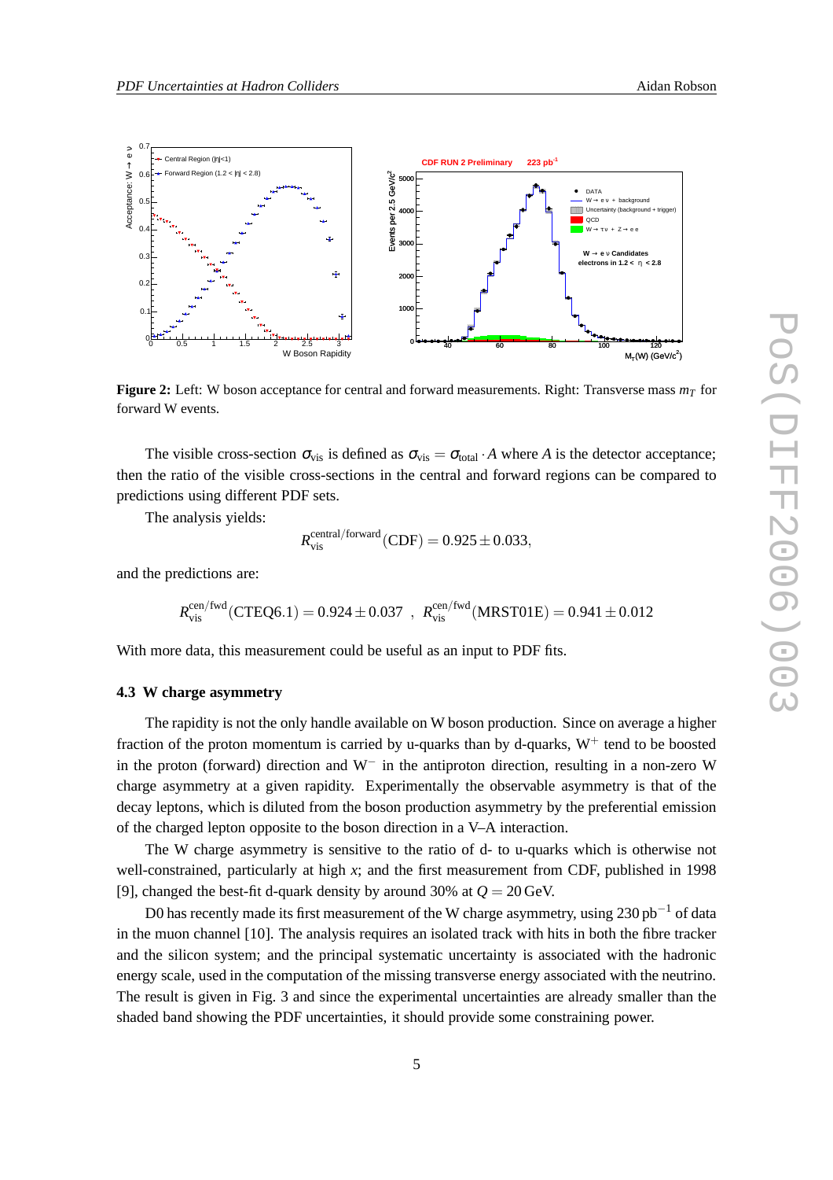**Figure 2:** Left: W boson acceptance for central and forward measurements. Right: Transverse mass $m_T$ for forward W events.

The visible cross-section $\sigma_{\text{vis}}$ is defined as $\sigma_{\text{vis}} = \sigma_{\text{total}} \cdot A$ where $A$ is the detector acceptance; then the ratio of the visible cross-sections in the central and forward regions can be compared to predictions using different PDF sets.

The analysis yields:

$$R_{\text{vis}}^{\text{central/forward}}(\text{CDF}) = 0.925 \pm 0.033,$$

and the predictions are:

$$R_{\text{vis}}^{\text{cen/fwd}}(\text{CTEQ6.1}) = 0.924 \pm 0.037 \ \ , \ \ R_{\text{vis}}^{\text{cen/fwd}}(\text{MRST01E}) = 0.941 \pm 0.012$$

With more data, this measurement could be useful as an input to PDF fits.

### 4.3 W charge asymmetry

The rapidity is not the only handle available on W boson production. Since on average a higher fraction of the proton momentum is carried by u-quarks than by d-quarks, $\text{W}^+$ tend to be boosted in the proton (forward) direction and $\text{W}^-$ in the antiproton direction, resulting in a non-zero W charge asymmetry at a given rapidity. Experimentally the observable asymmetry is that of the decay leptons, which is diluted from the boson production asymmetry by the preferential emission of the charged lepton opposite to the boson direction in a V–A interaction.

The W charge asymmetry is sensitive to the ratio of d- to u-quarks which is otherwise not well-constrained, particularly at high $x$; and the first measurement from CDF, published in 1998 [9], changed the best-fit d-quark density by around 30% at $Q = 20\,\text{GeV}$.

D0 has recently made its first measurement of the W charge asymmetry, using $230\,\text{pb}^{-1}$ of data in the muon channel [10]. The analysis requires an isolated track with hits in both the fibre tracker and the silicon system; and the principal systematic uncertainty is associated with the hadronic energy scale, used in the computation of the missing transverse energy associated with the neutrino. The result is given in Fig. 3 and since the experimental uncertainties are already smaller than the shaded band showing the PDF uncertainties, it should provide some constraining power.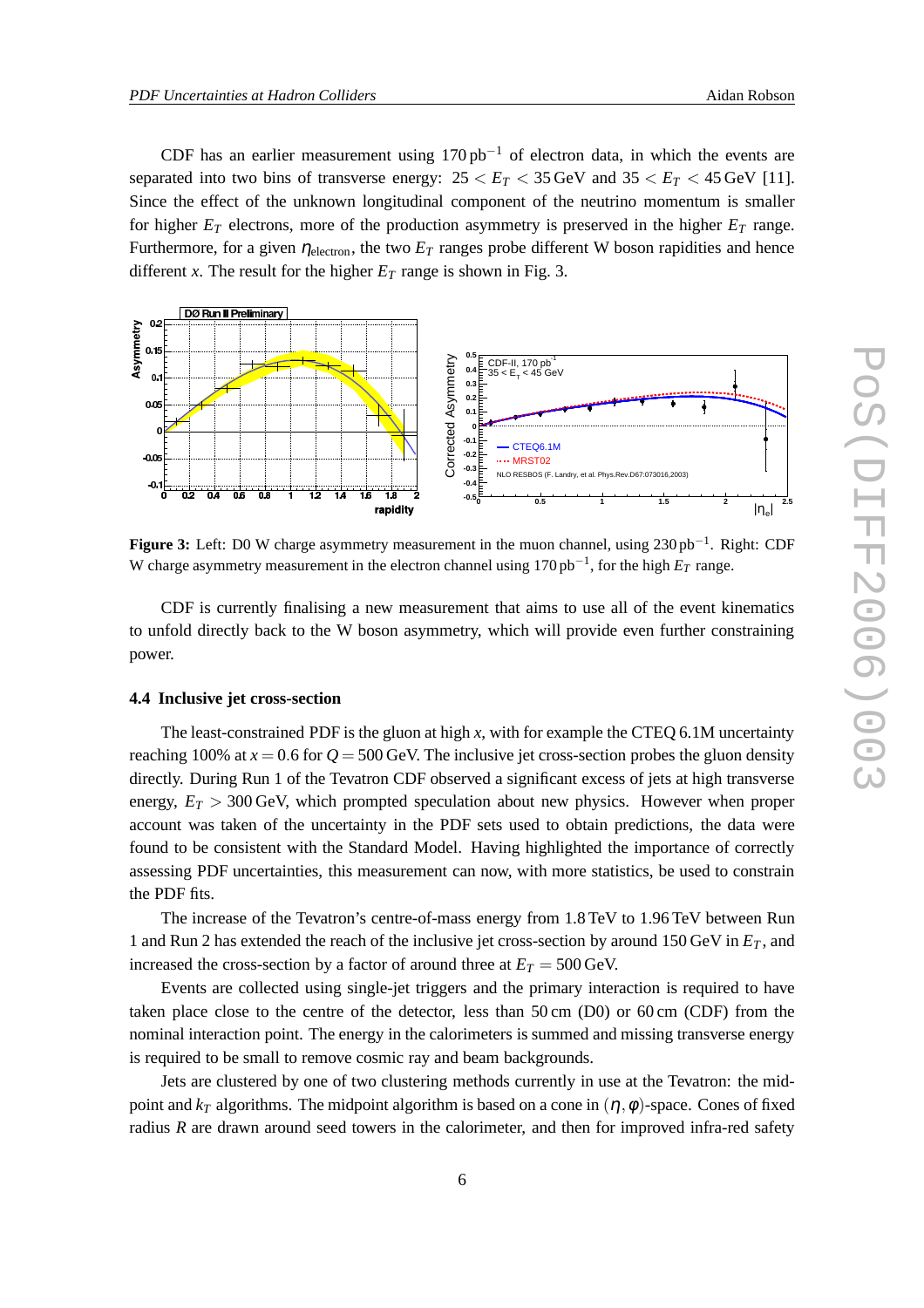CDF has an earlier measurement using 170 pb$^{-1}$ of electron data, in which the events are separated into two bins of transverse energy: $25 < E_T < 35$ GeV and $35 < E_T < 45$ GeV [11]. Since the effect of the unknown longitudinal component of the neutrino momentum is smaller for higher $E_T$ electrons, more of the production asymmetry is preserved in the higher $E_T$ range. Furthermore, for a given $\eta_{\text{electron}}$, the two $E_T$ ranges probe different W boson rapidities and hence different $x$. The result for the higher $E_T$ range is shown in Fig. 3.

**Figure 3:** Left: D0 W charge asymmetry measurement in the muon channel, using 230 pb$^{-1}$. Right: CDF W charge asymmetry measurement in the electron channel using 170 pb$^{-1}$, for the high $E_T$ range.

CDF is currently finalising a new measurement that aims to use all of the event kinematics to unfold directly back to the W boson asymmetry, which will provide even further constraining power.

### 4.4 Inclusive jet cross-section

The least-constrained PDF is the gluon at high $x$, with for example the CTEQ 6.1M uncertainty reaching 100% at $x = 0.6$ for $Q = 500$ GeV. The inclusive jet cross-section probes the gluon density directly. During Run 1 of the Tevatron CDF observed a significant excess of jets at high transverse energy, $E_T > 300$ GeV, which prompted speculation about new physics. However when proper account was taken of the uncertainty in the PDF sets used to obtain predictions, the data were found to be consistent with the Standard Model. Having highlighted the importance of correctly assessing PDF uncertainties, this measurement can now, with more statistics, be used to constrain the PDF fits.

The increase of the Tevatron's centre-of-mass energy from 1.8 TeV to 1.96 TeV between Run 1 and Run 2 has extended the reach of the inclusive jet cross-section by around 150 GeV in $E_T$, and increased the cross-section by a factor of around three at $E_T = 500$ GeV.

Events are collected using single-jet triggers and the primary interaction is required to have taken place close to the centre of the detector, less than 50 cm (D0) or 60 cm (CDF) from the nominal interaction point. The energy in the calorimeters is summed and missing transverse energy is required to be small to remove cosmic ray and beam backgrounds.

Jets are clustered by one of two clustering methods currently in use at the Tevatron: the midpoint and $k_T$ algorithms. The midpoint algorithm is based on a cone in $(\eta, \phi)$-space. Cones of fixed radius $R$ are drawn around seed towers in the calorimeter, and then for improved infra-red safety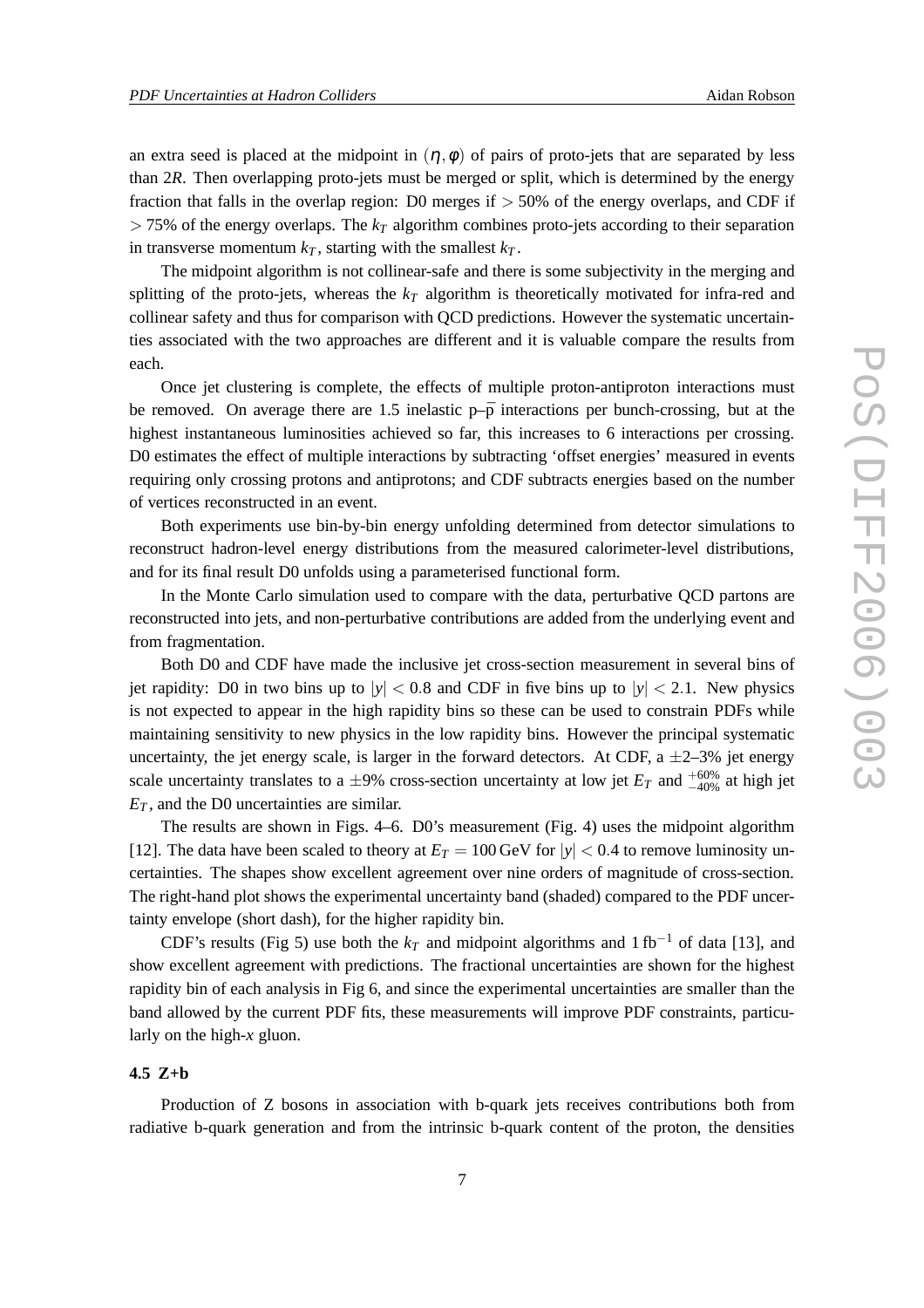an extra seed is placed at the midpoint in $(\eta, \phi)$ of pairs of proto-jets that are separated by less than $2R$. Then overlapping proto-jets must be merged or split, which is determined by the energy fraction that falls in the overlap region: D0 merges if $> 50\%$ of the energy overlaps, and CDF if $> 75\%$ of the energy overlaps. The $k_T$ algorithm combines proto-jets according to their separation in transverse momentum $k_T$, starting with the smallest $k_T$.

The midpoint algorithm is not collinear-safe and there is some subjectivity in the merging and splitting of the proto-jets, whereas the $k_T$ algorithm is theoretically motivated for infra-red and collinear safety and thus for comparison with QCD predictions. However the systematic uncertainties associated with the two approaches are different and it is valuable compare the results from each.

Once jet clustering is complete, the effects of multiple proton-antiproton interactions must be removed. On average there are 1.5 inelastic p–$\overline{\text{p}}$ interactions per bunch-crossing, but at the highest instantaneous luminosities achieved so far, this increases to 6 interactions per crossing. D0 estimates the effect of multiple interactions by subtracting 'offset energies' measured in events requiring only crossing protons and antiprotons; and CDF subtracts energies based on the number of vertices reconstructed in an event.

Both experiments use bin-by-bin energy unfolding determined from detector simulations to reconstruct hadron-level energy distributions from the measured calorimeter-level distributions, and for its final result D0 unfolds using a parameterised functional form.

In the Monte Carlo simulation used to compare with the data, perturbative QCD partons are reconstructed into jets, and non-perturbative contributions are added from the underlying event and from fragmentation.

Both D0 and CDF have made the inclusive jet cross-section measurement in several bins of jet rapidity: D0 in two bins up to $|y| < 0.8$ and CDF in five bins up to $|y| < 2.1$. New physics is not expected to appear in the high rapidity bins so these can be used to constrain PDFs while maintaining sensitivity to new physics in the low rapidity bins. However the principal systematic uncertainty, the jet energy scale, is larger in the forward detectors. At CDF, a $\pm 2$–$3\%$ jet energy scale uncertainty translates to a $\pm 9\%$ cross-section uncertainty at low jet $E_T$ and $^{+60\%}_{-40\%}$ at high jet $E_T$, and the D0 uncertainties are similar.

The results are shown in Figs. 4–6. D0's measurement (Fig. 4) uses the midpoint algorithm [12]. The data have been scaled to theory at $E_T = 100\,\text{GeV}$ for $|y| < 0.4$ to remove luminosity uncertainties. The shapes show excellent agreement over nine orders of magnitude of cross-section. The right-hand plot shows the experimental uncertainty band (shaded) compared to the PDF uncertainty envelope (short dash), for the higher rapidity bin.

CDF's results (Fig 5) use both the $k_T$ and midpoint algorithms and $1\,\text{fb}^{-1}$ of data [13], and show excellent agreement with predictions. The fractional uncertainties are shown for the highest rapidity bin of each analysis in Fig 6, and since the experimental uncertainties are smaller than the band allowed by the current PDF fits, these measurements will improve PDF constraints, particularly on the high-$x$ gluon.

### 4.5 Z+b

Production of Z bosons in association with b-quark jets receives contributions both from radiative b-quark generation and from the intrinsic b-quark content of the proton, the densities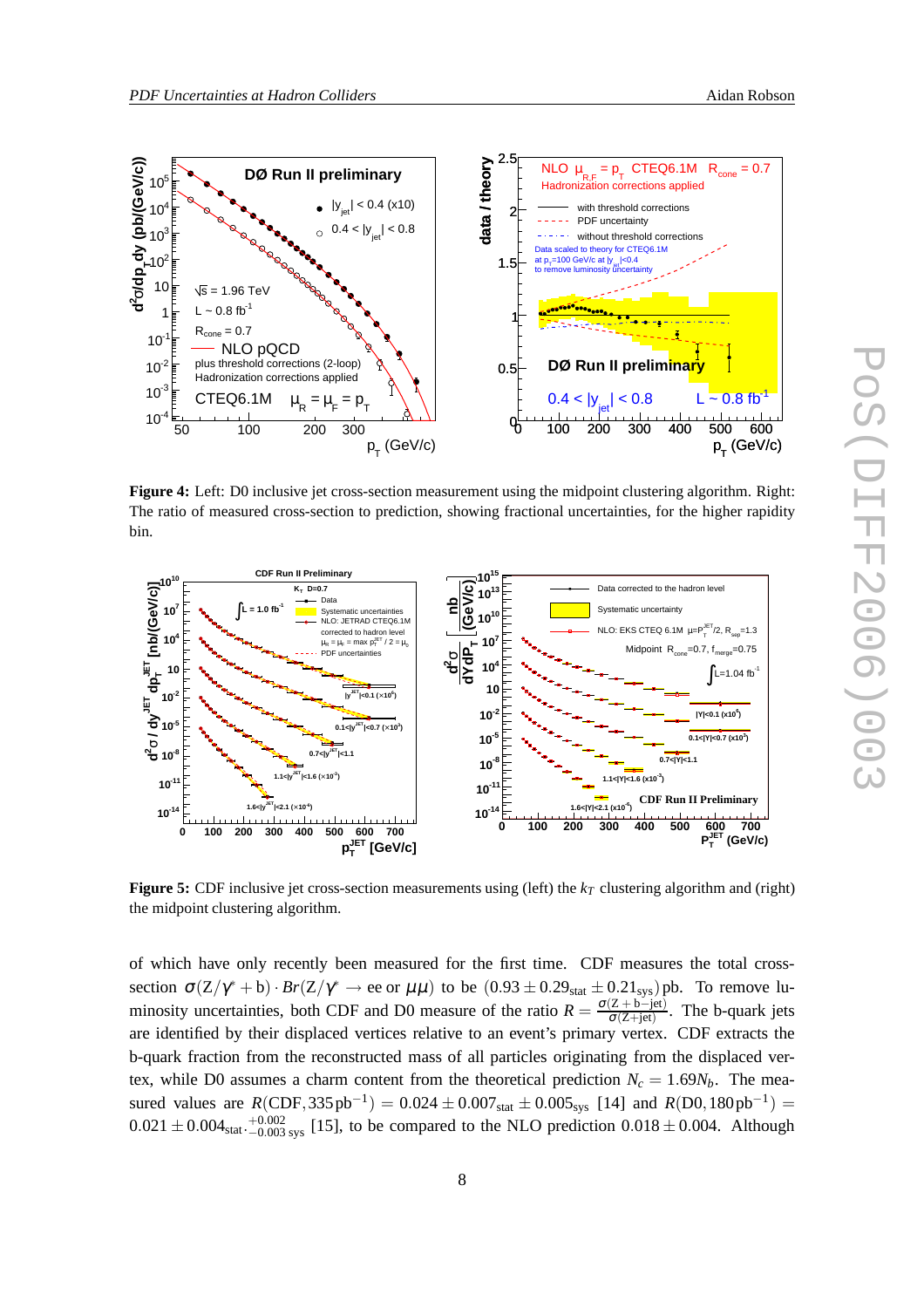**Figure 4:** Left: D0 inclusive jet cross-section measurement using the midpoint clustering algorithm. Right: The ratio of measured cross-section to prediction, showing fractional uncertainties, for the higher rapidity bin.

**Figure 5:** CDF inclusive jet cross-section measurements using (left) the $k_T$ clustering algorithm and (right) the midpoint clustering algorithm.

of which have only recently been measured for the first time. CDF measures the total cross-section $\sigma(Z/\gamma^* + b) \cdot Br(Z/\gamma^* \rightarrow$ ee or $\mu\mu)$ to be $(0.93 \pm 0.29_{\text{stat}} \pm 0.21_{\text{sys}})$ pb. To remove luminosity uncertainties, both CDF and D0 measure of the ratio $R = \frac{\sigma(Z+b-\text{jet})}{\sigma(Z+\text{jet})}$. The b-quark jets are identified by their displaced vertices relative to an event's primary vertex. CDF extracts the b-quark fraction from the reconstructed mass of all particles originating from the displaced vertex, while D0 assumes a charm content from the theoretical prediction $N_c = 1.69 N_b$. The measured values are $R(\text{CDF}, 335\,\text{pb}^{-1}) = 0.024 \pm 0.007_{\text{stat}} \pm 0.005_{\text{sys}}$ [14] and $R(\text{D0}, 180\,\text{pb}^{-1}) = 0.021 \pm 0.004_{\text{stat}} \cdot {}^{+0.002}_{-0.003\,\text{sys}}$ [15], to be compared to the NLO prediction $0.018 \pm 0.004$. Although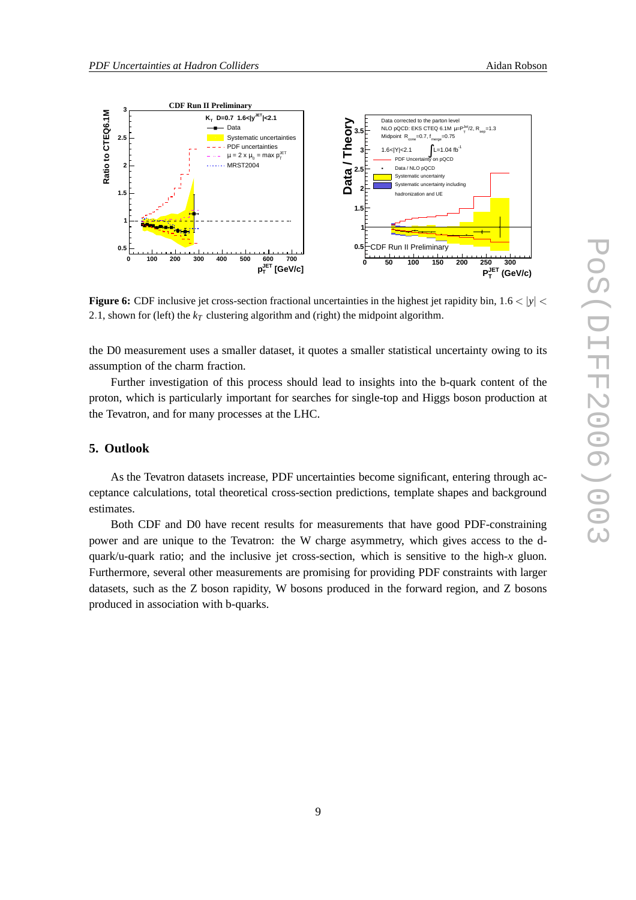**Figure 6:** CDF inclusive jet cross-section fractional uncertainties in the highest jet rapidity bin, $1.6 < |y| < 2.1$, shown for (left) the $k_T$ clustering algorithm and (right) the midpoint algorithm.

the D0 measurement uses a smaller dataset, it quotes a smaller statistical uncertainty owing to its assumption of the charm fraction.

Further investigation of this process should lead to insights into the b-quark content of the proton, which is particularly important for searches for single-top and Higgs boson production at the Tevatron, and for many processes at the LHC.

## 5. Outlook

As the Tevatron datasets increase, PDF uncertainties become significant, entering through acceptance calculations, total theoretical cross-section predictions, template shapes and background estimates.

Both CDF and D0 have recent results for measurements that have good PDF-constraining power and are unique to the Tevatron: the W charge asymmetry, which gives access to the d-quark/u-quark ratio; and the inclusive jet cross-section, which is sensitive to the high-$x$ gluon. Furthermore, several other measurements are promising for providing PDF constraints with larger datasets, such as the Z boson rapidity, W bosons produced in the forward region, and Z bosons produced in association with b-quarks.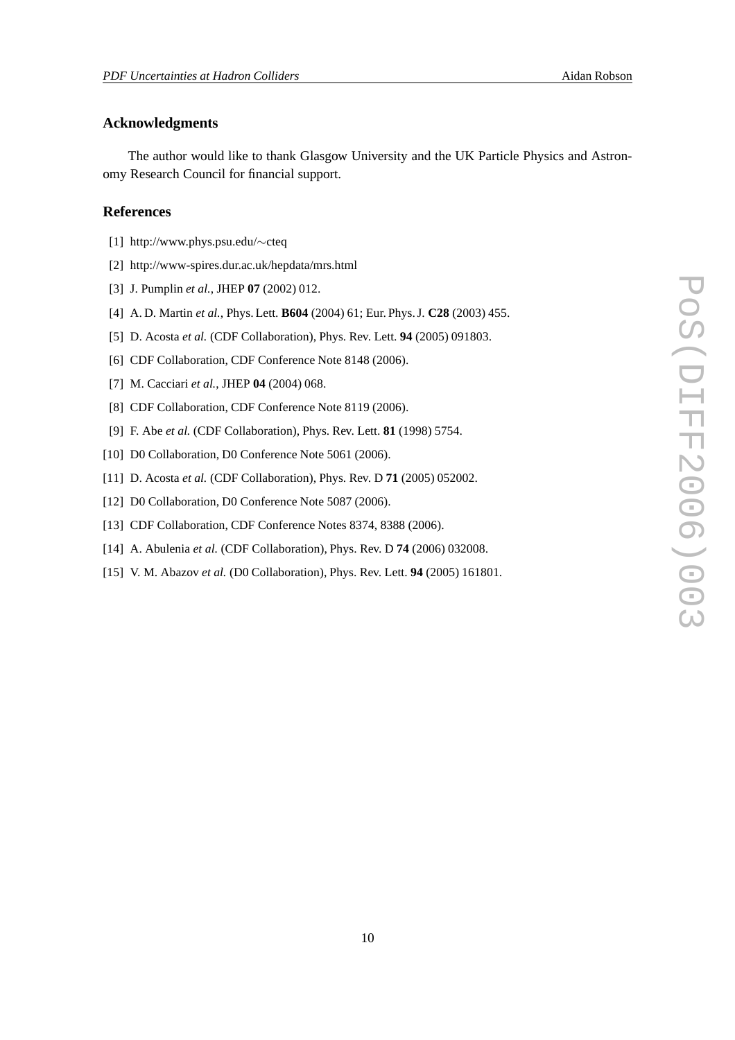## Acknowledgments

The author would like to thank Glasgow University and the UK Particle Physics and Astronomy Research Council for financial support.

## References

[1] http://www.phys.psu.edu/∼cteq

[2] http://www-spires.dur.ac.uk/hepdata/mrs.html

[3] J. Pumplin *et al.*, JHEP **07** (2002) 012.

[4] A. D. Martin *et al.*, Phys. Lett. **B604** (2004) 61; Eur. Phys. J. **C28** (2003) 455.

[5] D. Acosta *et al.* (CDF Collaboration), Phys. Rev. Lett. **94** (2005) 091803.

[6] CDF Collaboration, CDF Conference Note 8148 (2006).

[7] M. Cacciari *et al.*, JHEP **04** (2004) 068.

[8] CDF Collaboration, CDF Conference Note 8119 (2006).

[9] F. Abe *et al.* (CDF Collaboration), Phys. Rev. Lett. **81** (1998) 5754.

[10] D0 Collaboration, D0 Conference Note 5061 (2006).

[11] D. Acosta *et al.* (CDF Collaboration), Phys. Rev. D **71** (2005) 052002.

[12] D0 Collaboration, D0 Conference Note 5087 (2006).

[13] CDF Collaboration, CDF Conference Notes 8374, 8388 (2006).

[14] A. Abulenia *et al.* (CDF Collaboration), Phys. Rev. D **74** (2006) 032008.

[15] V. M. Abazov *et al.* (D0 Collaboration), Phys. Rev. Lett. **94** (2005) 161801.